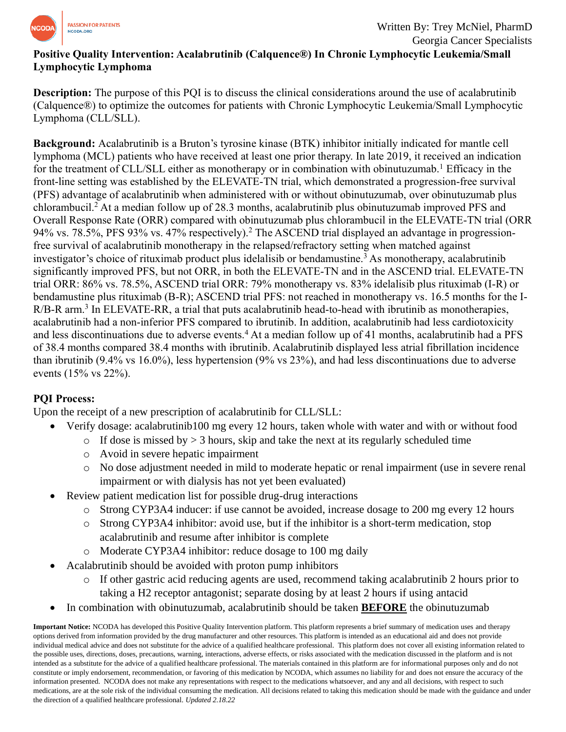Written By: Trey McNiel, PharmD
Georgia Cancer Specialists

**Positive Quality Intervention: Acalabrutinib (Calquence®) In Chronic Lymphocytic Leukemia/Small Lymphocytic Lymphoma**

**Description:** The purpose of this PQI is to discuss the clinical considerations around the use of acalabrutinib (Calquence®) to optimize the outcomes for patients with Chronic Lymphocytic Leukemia/Small Lymphocytic Lymphoma (CLL/SLL).

**Background:** Acalabrutinib is a Bruton's tyrosine kinase (BTK) inhibitor initially indicated for mantle cell lymphoma (MCL) patients who have received at least one prior therapy. In late 2019, it received an indication for the treatment of CLL/SLL either as monotherapy or in combination with obinutuzumab.[1] Efficacy in the front-line setting was established by the ELEVATE-TN trial, which demonstrated a progression-free survival (PFS) advantage of acalabrutinib when administered with or without obinutuzumab, over obinutuzumab plus chlorambucil.[2] At a median follow up of 28.3 months, acalabrutinib plus obinutuzumab improved PFS and Overall Response Rate (ORR) compared with obinutuzumab plus chlorambucil in the ELEVATE-TN trial (ORR 94% vs. 78.5%, PFS 93% vs. 47% respectively).[2] The ASCEND trial displayed an advantage in progression-free survival of acalabrutinib monotherapy in the relapsed/refractory setting when matched against investigator's choice of rituximab product plus idelalisib or bendamustine.[3] As monotherapy, acalabrutinib significantly improved PFS, but not ORR, in both the ELEVATE-TN and in the ASCEND trial. ELEVATE-TN trial ORR: 86% vs. 78.5%, ASCEND trial ORR: 79% monotherapy vs. 83% idelalisib plus rituximab (I-R) or bendamustine plus rituximab (B-R); ASCEND trial PFS: not reached in monotherapy vs. 16.5 months for the I-R/B-R arm.[3] In ELEVATE-RR, a trial that puts acalabrutinib head-to-head with ibrutinib as monotherapies, acalabrutinib had a non-inferior PFS compared to ibrutinib. In addition, acalabrutinib had less cardiotoxicity and less discontinuations due to adverse events.[4] At a median follow up of 41 months, acalabrutinib had a PFS of 38.4 months compared 38.4 months with ibrutinib. Acalabrutinib displayed less atrial fibrillation incidence than ibrutinib (9.4% vs 16.0%), less hypertension (9% vs 23%), and had less discontinuations due to adverse events (15% vs 22%).

**PQI Process:**

Upon the receipt of a new prescription of acalabrutinib for CLL/SLL:

- Verify dosage: acalabrutinib100 mg every 12 hours, taken whole with water and with or without food
  - If dose is missed by > 3 hours, skip and take the next at its regularly scheduled time
  - Avoid in severe hepatic impairment
  - No dose adjustment needed in mild to moderate hepatic or renal impairment (use in severe renal impairment or with dialysis has not yet been evaluated)
- Review patient medication list for possible drug-drug interactions
  - Strong CYP3A4 inducer: if use cannot be avoided, increase dosage to 200 mg every 12 hours
  - Strong CYP3A4 inhibitor: avoid use, but if the inhibitor is a short-term medication, stop acalabrutinib and resume after inhibitor is complete
  - Moderate CYP3A4 inhibitor: reduce dosage to 100 mg daily
- Acalabrutinib should be avoided with proton pump inhibitors
  - If other gastric acid reducing agents are used, recommend taking acalabrutinib 2 hours prior to taking a H2 receptor antagonist; separate dosing by at least 2 hours if using antacid
- In combination with obinutuzumab, acalabrutinib should be taken **BEFORE** the obinutuzumab

**Important Notice:** NCODA has developed this Positive Quality Intervention platform. This platform represents a brief summary of medication uses and therapy options derived from information provided by the drug manufacturer and other resources. This platform is intended as an educational aid and does not provide individual medical advice and does not substitute for the advice of a qualified healthcare professional. This platform does not cover all existing information related to the possible uses, directions, doses, precautions, warning, interactions, adverse effects, or risks associated with the medication discussed in the platform and is not intended as a substitute for the advice of a qualified healthcare professional. The materials contained in this platform are for informational purposes only and do not constitute or imply endorsement, recommendation, or favoring of this medication by NCODA, which assumes no liability for and does not ensure the accuracy of the information presented. NCODA does not make any representations with respect to the medications whatsoever, and any and all decisions, with respect to such medications, are at the sole risk of the individual consuming the medication. All decisions related to taking this medication should be made with the guidance and under the direction of a qualified healthcare professional. *Updated 2.18.22*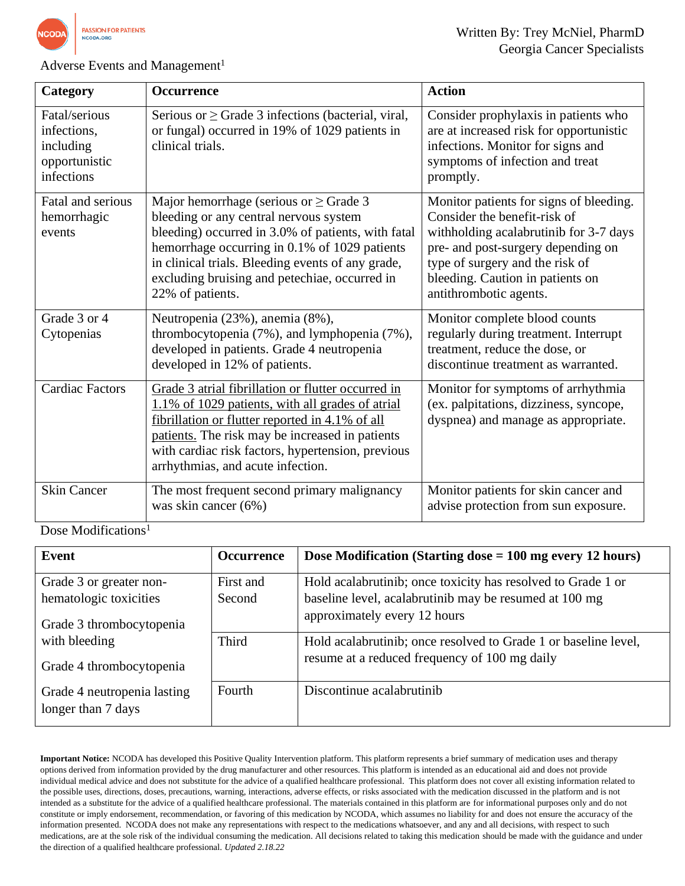Adverse Events and Management[1]

| Category | Occurrence | Action |
|---|---|---|
| Fatal/serious infections, including opportunistic infections | Serious or ≥ Grade 3 infections (bacterial, viral, or fungal) occurred in 19% of 1029 patients in clinical trials. | Consider prophylaxis in patients who are at increased risk for opportunistic infections. Monitor for signs and symptoms of infection and treat promptly. |
| Fatal and serious hemorrhagic events | Major hemorrhage (serious or ≥ Grade 3 bleeding or any central nervous system bleeding) occurred in 3.0% of patients, with fatal hemorrhage occurring in 0.1% of 1029 patients in clinical trials. Bleeding events of any grade, excluding bruising and petechiae, occurred in 22% of patients. | Monitor patients for signs of bleeding. Consider the benefit-risk of withholding acalabrutinib for 3-7 days pre- and post-surgery depending on type of surgery and the risk of bleeding. Caution in patients on antithrombotic agents. |
| Grade 3 or 4 Cytopenias | Neutropenia (23%), anemia (8%), thrombocytopenia (7%), and lymphopenia (7%), developed in patients. Grade 4 neutropenia developed in 12% of patients. | Monitor complete blood counts regularly during treatment. Interrupt treatment, reduce the dose, or discontinue treatment as warranted. |
| Cardiac Factors | Grade 3 atrial fibrillation or flutter occurred in 1.1% of 1029 patients, with all grades of atrial fibrillation or flutter reported in 4.1% of all patients. The risk may be increased in patients with cardiac risk factors, hypertension, previous arrhythmias, and acute infection. | Monitor for symptoms of arrhythmia (ex. palpitations, dizziness, syncope, dyspnea) and manage as appropriate. |
| Skin Cancer | The most frequent second primary malignancy was skin cancer (6%) | Monitor patients for skin cancer and advise protection from sun exposure. |

Dose Modifications[1]

| Event | Occurrence | Dose Modification (Starting dose = 100 mg every 12 hours) |
|---|---|---|
| Grade 3 or greater non-hematologic toxicities<br><br>Grade 3 thrombocytopenia with bleeding<br><br>Grade 4 thrombocytopenia<br><br>Grade 4 neutropenia lasting longer than 7 days | First and Second | Hold acalabrutinib; once toxicity has resolved to Grade 1 or baseline level, acalabrutinib may be resumed at 100 mg approximately every 12 hours |
| | Third | Hold acalabrutinib; once resolved to Grade 1 or baseline level, resume at a reduced frequency of 100 mg daily |
| | Fourth | Discontinue acalabrutinib |

**Important Notice:** NCODA has developed this Positive Quality Intervention platform. This platform represents a brief summary of medication uses and therapy options derived from information provided by the drug manufacturer and other resources. This platform is intended as an educational aid and does not provide individual medical advice and does not substitute for the advice of a qualified healthcare professional. This platform does not cover all existing information related to the possible uses, directions, doses, precautions, warning, interactions, adverse effects, or risks associated with the medication discussed in the platform and is not intended as a substitute for the advice of a qualified healthcare professional. The materials contained in this platform are for informational purposes only and do not constitute or imply endorsement, recommendation, or favoring of this medication by NCODA, which assumes no liability for and does not ensure the accuracy of the information presented. NCODA does not make any representations with respect to the medications whatsoever, and any and all decisions, with respect to such medications, are at the sole risk of the individual consuming the medication. All decisions related to taking this medication should be made with the guidance and under the direction of a qualified healthcare professional. *Updated 2.18.22*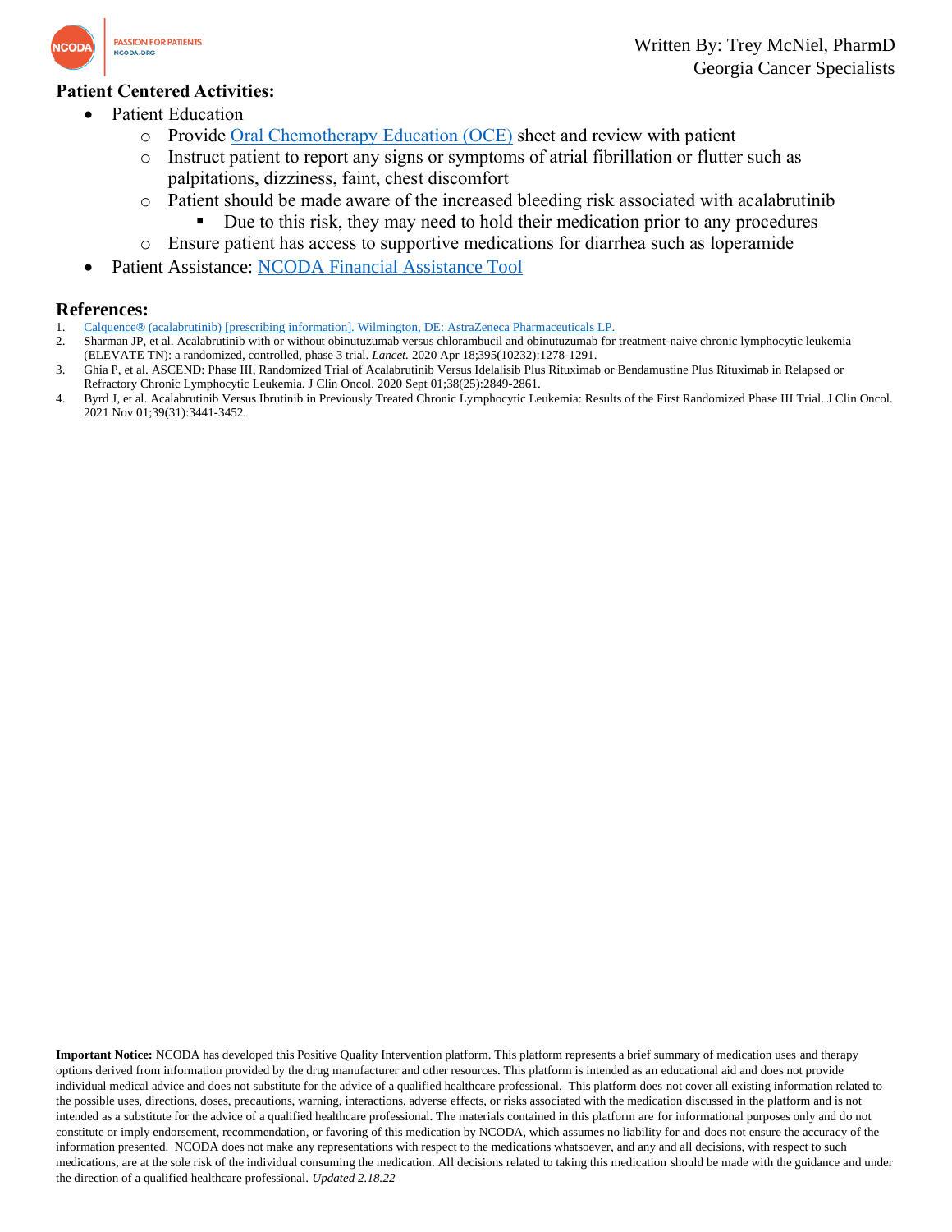**Patient Centered Activities:**

- Patient Education
  - Provide [Oral Chemotherapy Education (OCE)] sheet and review with patient
  - Instruct patient to report any signs or symptoms of atrial fibrillation or flutter such as palpitations, dizziness, faint, chest discomfort
  - Patient should be made aware of the increased bleeding risk associated with acalabrutinib
    - Due to this risk, they may need to hold their medication prior to any procedures
  - Ensure patient has access to supportive medications for diarrhea such as loperamide
- Patient Assistance: NCODA Financial Assistance Tool

## References:

1. Calquence® (acalabrutinib) [prescribing information]. Wilmington, DE: AstraZeneca Pharmaceuticals LP.
2. Sharman JP, et al. Acalabrutinib with or without obinutuzumab versus chlorambucil and obinutuzumab for treatment-naive chronic lymphocytic leukemia (ELEVATE TN): a randomized, controlled, phase 3 trial. *Lancet.* 2020 Apr 18;395(10232):1278-1291.
3. Ghia P, et al. ASCEND: Phase III, Randomized Trial of Acalabrutinib Versus Idelalisib Plus Rituximab or Bendamustine Plus Rituximab in Relapsed or Refractory Chronic Lymphocytic Leukemia. J Clin Oncol. 2020 Sept 01;38(25):2849-2861.
4. Byrd J, et al. Acalabrutinib Versus Ibrutinib in Previously Treated Chronic Lymphocytic Leukemia: Results of the First Randomized Phase III Trial. J Clin Oncol. 2021 Nov 01;39(31):3441-3452.

**Important Notice:** NCODA has developed this Positive Quality Intervention platform. This platform represents a brief summary of medication uses and therapy options derived from information provided by the drug manufacturer and other resources. This platform is intended as an educational aid and does not provide individual medical advice and does not substitute for the advice of a qualified healthcare professional. This platform does not cover all existing information related to the possible uses, directions, doses, precautions, warning, interactions, adverse effects, or risks associated with the medication discussed in the platform and is not intended as a substitute for the advice of a qualified healthcare professional. The materials contained in this platform are for informational purposes only and do not constitute or imply endorsement, recommendation, or favoring of this medication by NCODA, which assumes no liability for and does not ensure the accuracy of the information presented. NCODA does not make any representations with respect to the medications whatsoever, and any and all decisions, with respect to such medications, are at the sole risk of the individual consuming the medication. All decisions related to taking this medication should be made with the guidance and under the direction of a qualified healthcare professional. *Updated 2.18.22*